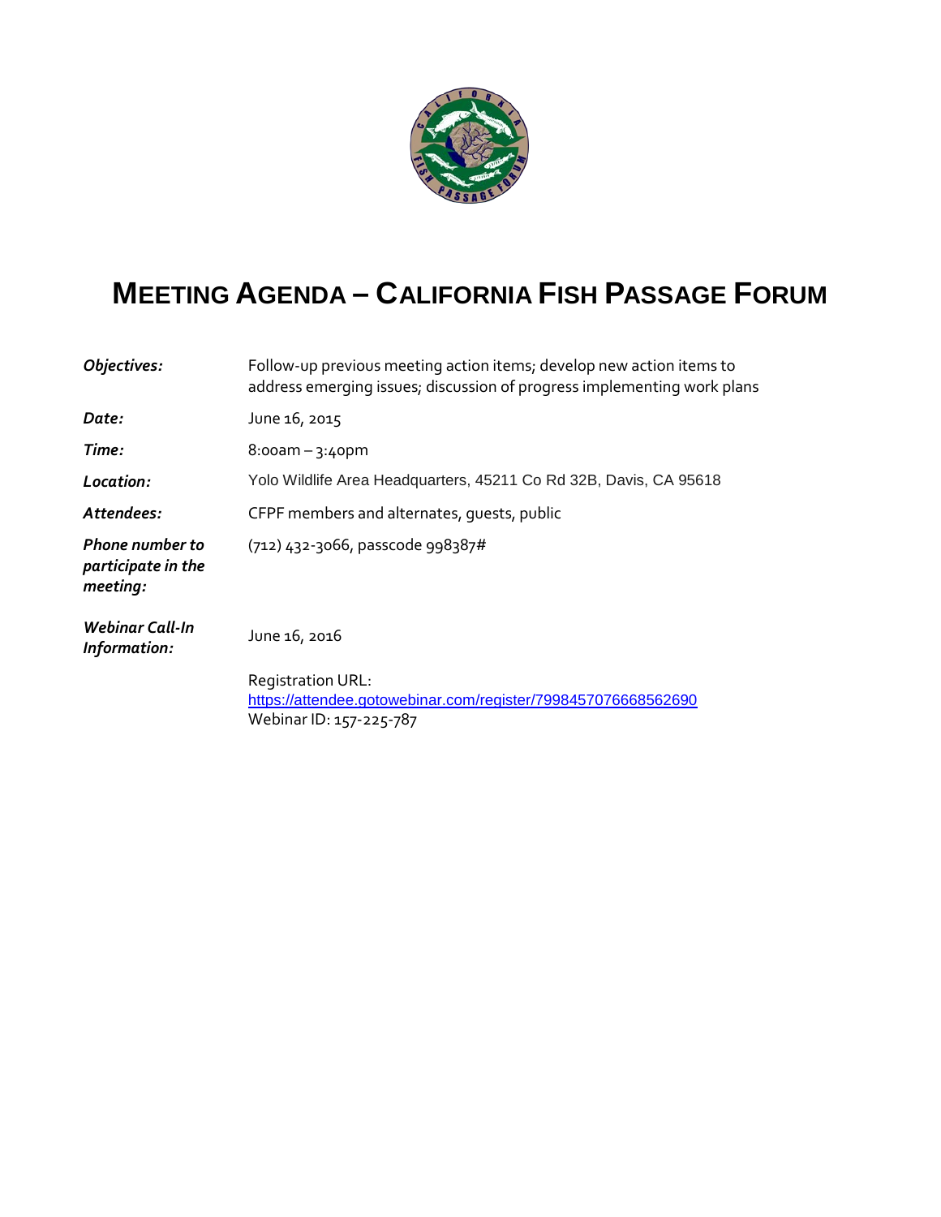# MEETING AGENDA – CALIFORNIA FISH PASSAGE FORUM

| | |
|---|---|
| ***Objectives:*** | Follow-up previous meeting action items; develop new action items to address emerging issues; discussion of progress implementing work plans |
| ***Date:*** | June 16, 2015 |
| ***Time:*** | 8:00am – 3:40pm |
| ***Location:*** | Yolo Wildlife Area Headquarters, 45211 Co Rd 32B, Davis, CA 95618 |
| ***Attendees:*** | CFPF members and alternates, guests, public |
| ***Phone number to participate in the meeting:*** | (712) 432-3066, passcode 998387# |
| ***Webinar Call-In Information:*** | June 16, 2016<br><br>Registration URL:<br>https://attendee.gotowebinar.com/register/7998457076668562690<br>Webinar ID: 157-225-787 |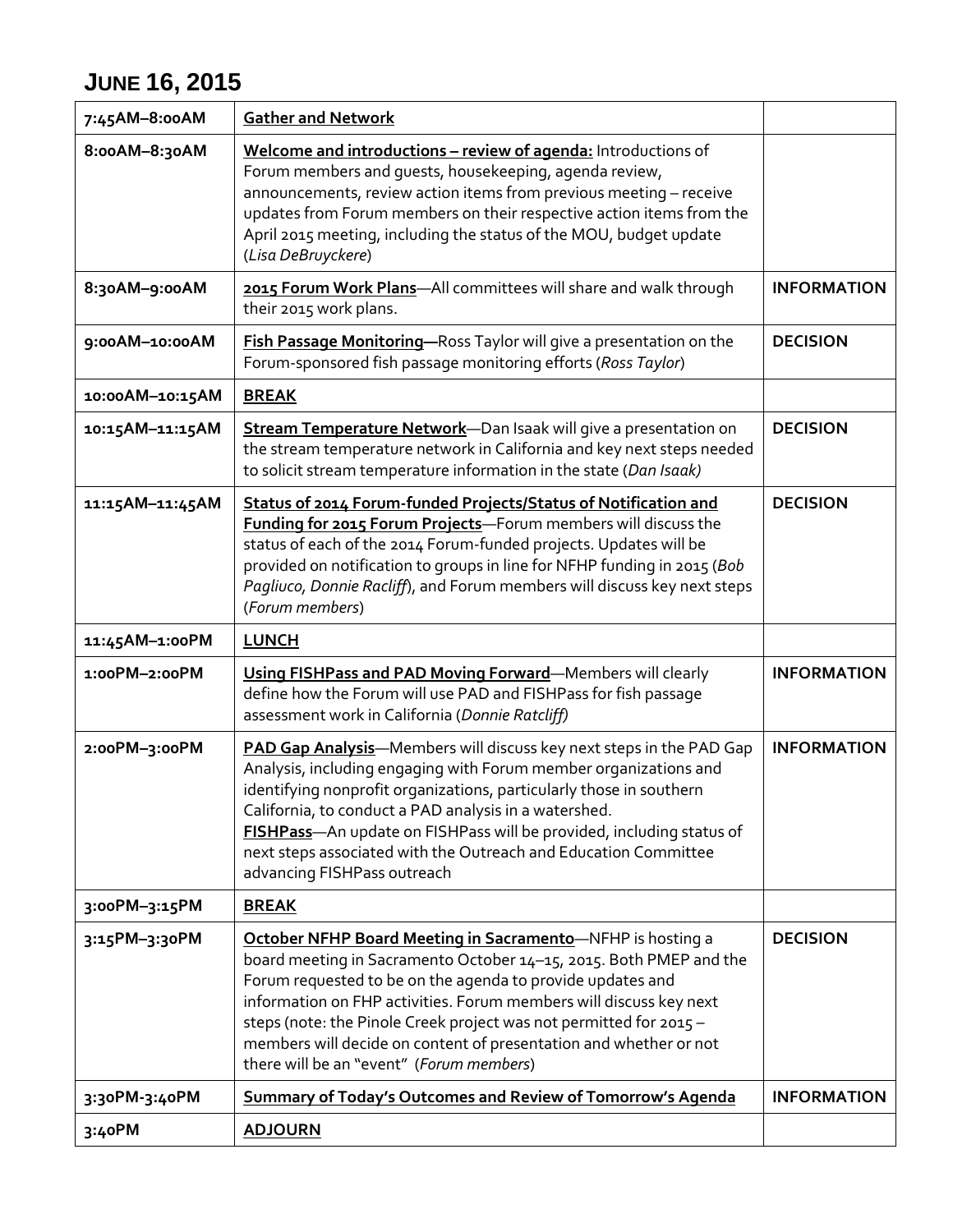## JUNE 16, 2015

| | | |
|---|---|---|
| **7:45AM–8:00AM** | **Gather and Network** | |
| **8:00AM–8:30AM** | **Welcome and introductions – review of agenda:** Introductions of Forum members and guests, housekeeping, agenda review, announcements, review action items from previous meeting – receive updates from Forum members on their respective action items from the April 2015 meeting, including the status of the MOU, budget update (*Lisa DeBruyckere*) | |
| **8:30AM–9:00AM** | **2015 Forum Work Plans**—All committees will share and walk through their 2015 work plans. | **INFORMATION** |
| **9:00AM–10:00AM** | **Fish Passage Monitoring—**Ross Taylor will give a presentation on the Forum-sponsored fish passage monitoring efforts (*Ross Taylor*) | **DECISION** |
| **10:00AM–10:15AM** | **BREAK** | |
| **10:15AM–11:15AM** | **Stream Temperature Network**—Dan Isaak will give a presentation on the stream temperature network in California and key next steps needed to solicit stream temperature information in the state (*Dan Isaak)* | **DECISION** |
| **11:15AM–11:45AM** | **Status of 2014 Forum-funded Projects/Status of Notification and Funding for 2015 Forum Projects**—Forum members will discuss the status of each of the 2014 Forum-funded projects. Updates will be provided on notification to groups in line for NFHP funding in 2015 (*Bob Pagliuco, Donnie Racliff*), and Forum members will discuss key next steps (*Forum members*) | **DECISION** |
| **11:45AM–1:00PM** | **LUNCH** | |
| **1:00PM–2:00PM** | **Using FISHPass and PAD Moving Forward**—Members will clearly define how the Forum will use PAD and FISHPass for fish passage assessment work in California (*Donnie Ratcliff)* | **INFORMATION** |
| **2:00PM–3:00PM** | **PAD Gap Analysis**—Members will discuss key next steps in the PAD Gap Analysis, including engaging with Forum member organizations and identifying nonprofit organizations, particularly those in southern California, to conduct a PAD analysis in a watershed.<br>**FISHPass**—An update on FISHPass will be provided, including status of next steps associated with the Outreach and Education Committee advancing FISHPass outreach | **INFORMATION** |
| **3:00PM–3:15PM** | **BREAK** | |
| **3:15PM–3:30PM** | **October NFHP Board Meeting in Sacramento**—NFHP is hosting a board meeting in Sacramento October 14–15, 2015. Both PMEP and the Forum requested to be on the agenda to provide updates and information on FHP activities. Forum members will discuss key next steps (note: the Pinole Creek project was not permitted for 2015 – members will decide on content of presentation and whether or not there will be an "event" (*Forum members*) | **DECISION** |
| **3:30PM-3:40PM** | **Summary of Today's Outcomes and Review of Tomorrow's Agenda** | **INFORMATION** |
| **3:40PM** | **ADJOURN** | |